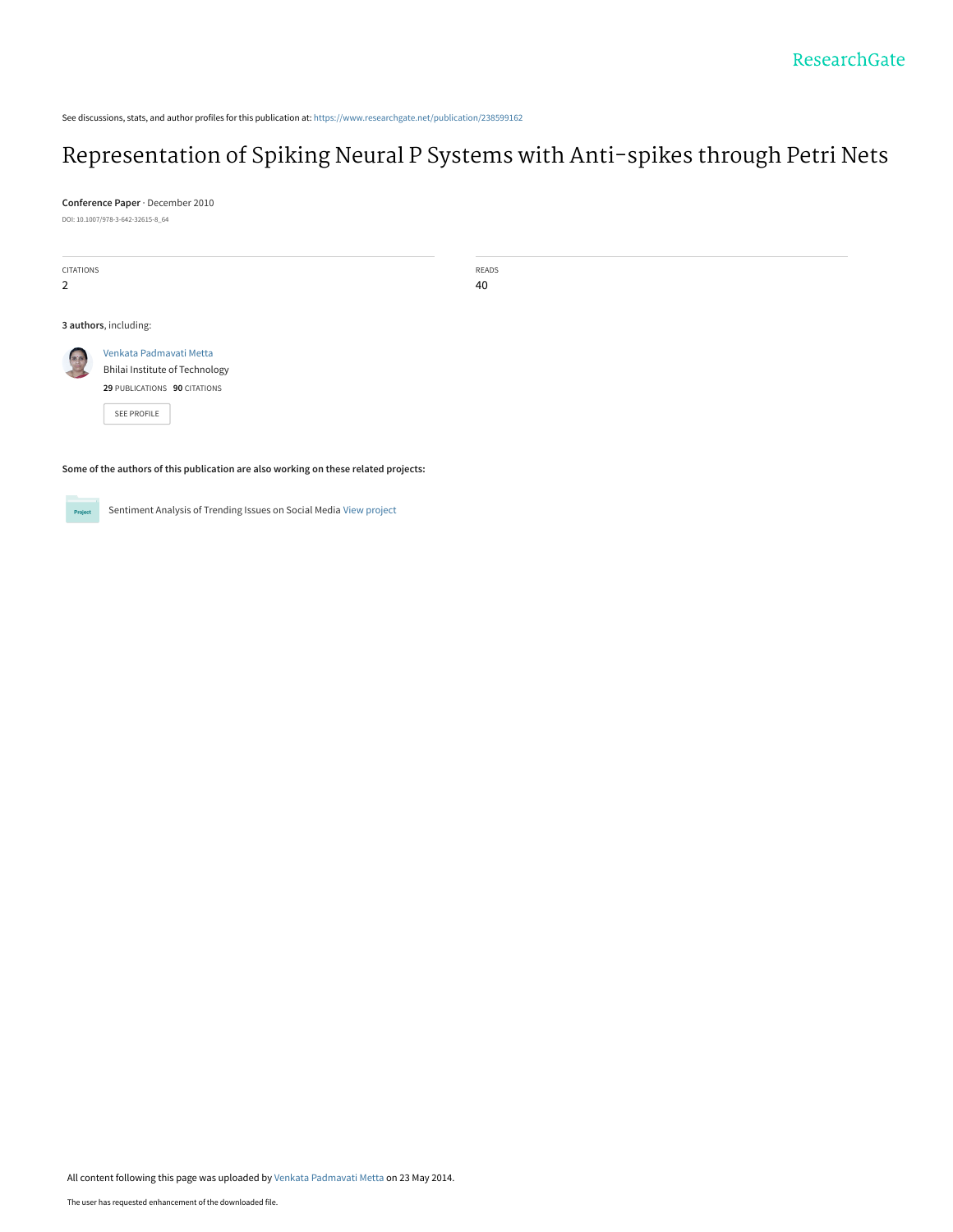See discussions, stats, and author profiles for this publication at: https://www.researchgate.net/publication/238599162

# Representation of Spiking Neural P Systems with Anti-spikes through Petri Nets

**Conference Paper** · December 2010

DOI: 10.1007/978-3-642-32615-8_64

CITATIONS
2

READS
40

**3 authors**, including:

Venkata Padmavati Metta
Bhilai Institute of Technology
**29** PUBLICATIONS **90** CITATIONS

SEE PROFILE

**Some of the authors of this publication are also working on these related projects:**

Sentiment Analysis of Trending Issues on Social Media View project

All content following this page was uploaded by Venkata Padmavati Metta on 23 May 2014.

The user has requested enhancement of the downloaded file.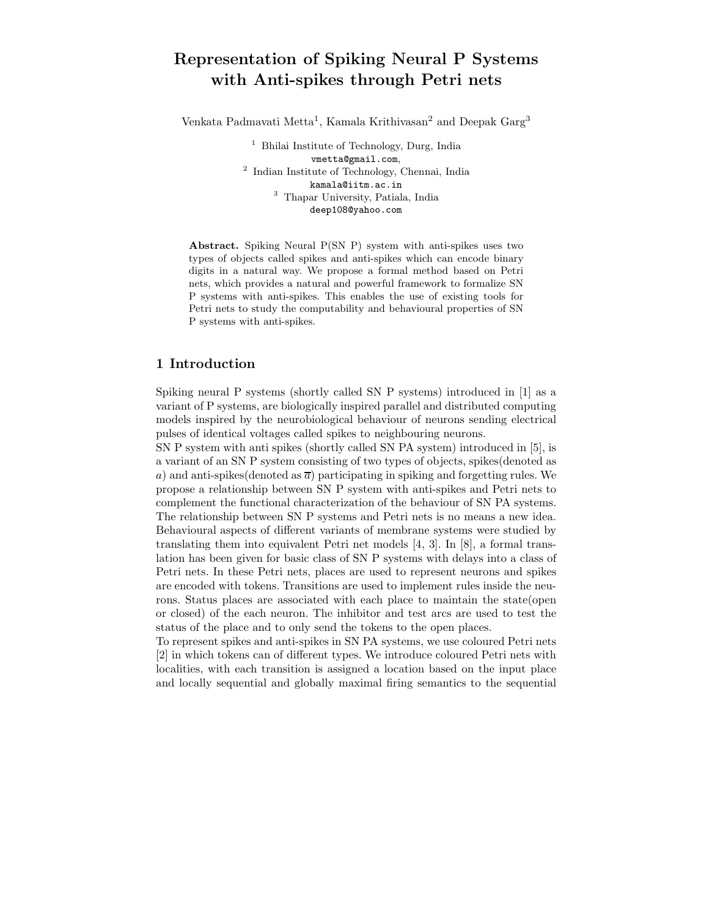# Representation of Spiking Neural P Systems with Anti-spikes through Petri nets

Venkata Padmavati Metta[1], Kamala Krithivasan[2] and Deepak Garg[3]

[1] Bhilai Institute of Technology, Durg, India
vmetta@gmail.com,
[2] Indian Institute of Technology, Chennai, India
kamala@iitm.ac.in
[3] Thapar University, Patiala, India
deep108@yahoo.com

**Abstract.** Spiking Neural P(SN P) system with anti-spikes uses two types of objects called spikes and anti-spikes which can encode binary digits in a natural way. We propose a formal method based on Petri nets, which provides a natural and powerful framework to formalize SN P systems with anti-spikes. This enables the use of existing tools for Petri nets to study the computability and behavioural properties of SN P systems with anti-spikes.

## 1 Introduction

Spiking neural P systems (shortly called SN P systems) introduced in [1] as a variant of P systems, are biologically inspired parallel and distributed computing models inspired by the neurobiological behaviour of neurons sending electrical pulses of identical voltages called spikes to neighbouring neurons.

SN P system with anti spikes (shortly called SN PA system) introduced in [5], is a variant of an SN P system consisting of two types of objects, spikes(denoted as $a$) and anti-spikes(denoted as $\overline{a}$) participating in spiking and forgetting rules. We propose a relationship between SN P system with anti-spikes and Petri nets to complement the functional characterization of the behaviour of SN PA systems. The relationship between SN P systems and Petri nets is no means a new idea. Behavioural aspects of different variants of membrane systems were studied by translating them into equivalent Petri net models [4, 3]. In [8], a formal translation has been given for basic class of SN P systems with delays into a class of Petri nets. In these Petri nets, places are used to represent neurons and spikes are encoded with tokens. Transitions are used to implement rules inside the neurons. Status places are associated with each place to maintain the state(open or closed) of the each neuron. The inhibitor and test arcs are used to test the status of the place and to only send the tokens to the open places.

To represent spikes and anti-spikes in SN PA systems, we use coloured Petri nets [2] in which tokens can of different types. We introduce coloured Petri nets with localities, with each transition is assigned a location based on the input place and locally sequential and globally maximal firing semantics to the sequential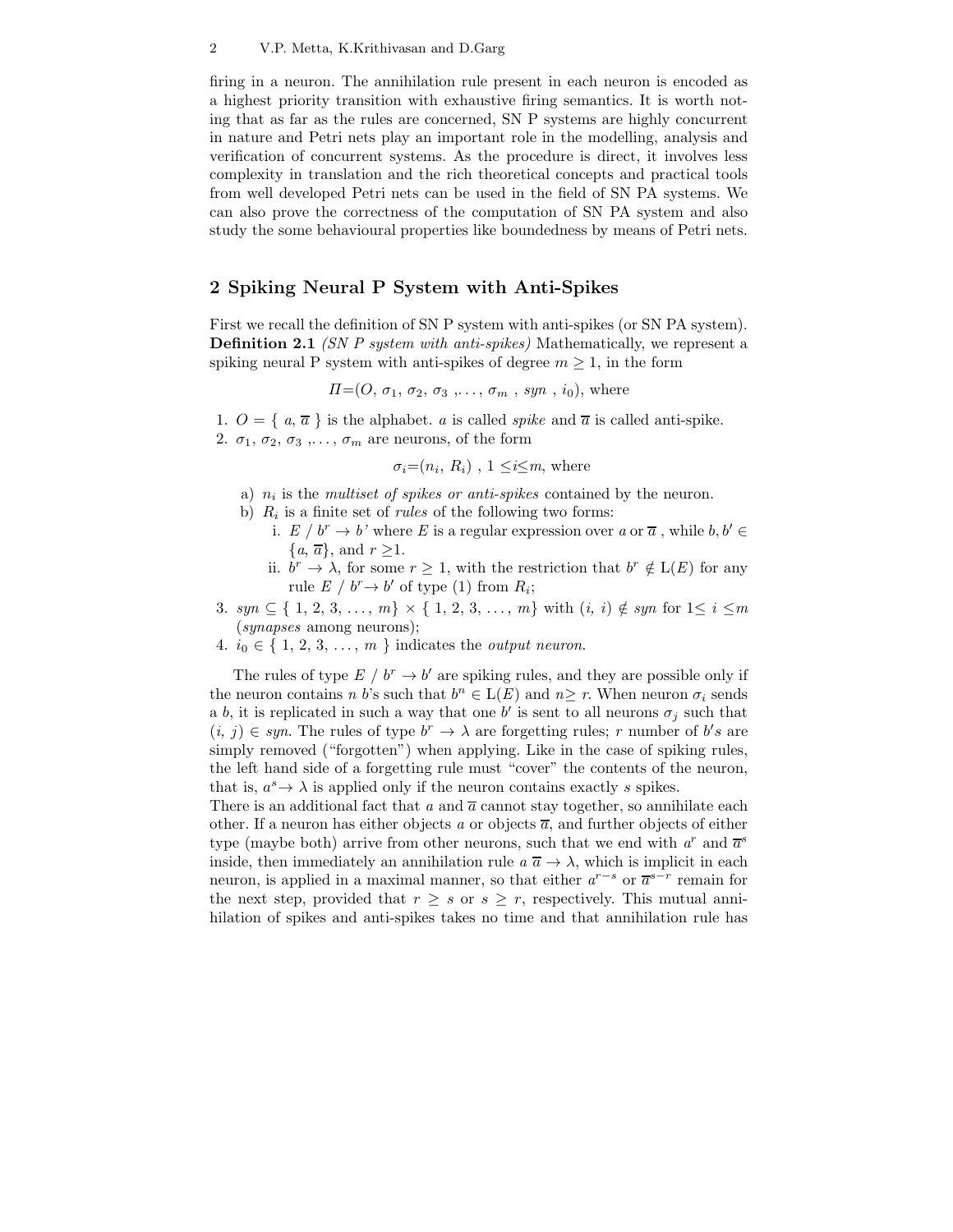firing in a neuron. The annihilation rule present in each neuron is encoded as a highest priority transition with exhaustive firing semantics. It is worth noting that as far as the rules are concerned, SN P systems are highly concurrent in nature and Petri nets play an important role in the modelling, analysis and verification of concurrent systems. As the procedure is direct, it involves less complexity in translation and the rich theoretical concepts and practical tools from well developed Petri nets can be used in the field of SN PA systems. We can also prove the correctness of the computation of SN PA system and also study the some behavioural properties like boundedness by means of Petri nets.

## 2 Spiking Neural P System with Anti-Spikes

First we recall the definition of SN P system with anti-spikes (or SN PA system).
**Definition 2.1** *(SN P system with anti-spikes)* Mathematically, we represent a spiking neural P system with anti-spikes of degree $m \geq 1$, in the form

$$\Pi=(O,\ \sigma_1,\ \sigma_2,\ \sigma_3\ ,\ldots,\ \sigma_m\ ,\ syn\ ,\ i_0),\text{ where}$$

1. $O = \{\ a, \overline{a}\ \}$ is the alphabet. $a$ is called *spike* and $\overline{a}$ is called anti-spike.
2. $\sigma_1$, $\sigma_2$, $\sigma_3$ ,..., $\sigma_m$ are neurons, of the form

   $$\sigma_i=(n_i,\ R_i)\ ,\ 1 \leq i \leq m,\text{ where}$$

   a) $n_i$ is the *multiset of spikes or anti-spikes* contained by the neuron.
   b) $R_i$ is a finite set of *rules* of the following two forms:
      i. $E\ /\ b^r \rightarrow b'$ where $E$ is a regular expression over $a$ or $\overline{a}$ , while $b, b' \in \{a, \overline{a}\}$, and $r \geq 1$.
      ii. $b^r \rightarrow \lambda$, for some $r \geq 1$, with the restriction that $b^r \notin L(E)$ for any rule $E\ /\ b^r \rightarrow b'$ of type (1) from $R_i$;
3. $syn \subseteq \{\ 1, 2, 3, \ldots, m\} \times \{\ 1, 2, 3, \ldots, m\}$ with $(i, i) \notin syn$ for $1 \leq i \leq m$ (*synapses* among neurons);
4. $i_0 \in \{\ 1, 2, 3, \ldots, m\ \}$ indicates the *output neuron.*

The rules of type $E\ /\ b^r \rightarrow b'$ are spiking rules, and they are possible only if the neuron contains $n$ $b$'s such that $b^n \in L(E)$ and $n \geq r$. When neuron $\sigma_i$ sends a $b$, it is replicated in such a way that one $b'$ is sent to all neurons $\sigma_j$ such that $(i, j) \in syn$. The rules of type $b^r \rightarrow \lambda$ are forgetting rules; $r$ number of $b's$ are simply removed ("forgotten") when applying. Like in the case of spiking rules, the left hand side of a forgetting rule must "cover" the contents of the neuron, that is, $a^s \rightarrow \lambda$ is applied only if the neuron contains exactly $s$ spikes.
There is an additional fact that $a$ and $\overline{a}$ cannot stay together, so annihilate each other. If a neuron has either objects $a$ or objects $\overline{a}$, and further objects of either type (maybe both) arrive from other neurons, such that we end with $a^r$ and $\overline{a}^s$ inside, then immediately an annihilation rule $a\ \overline{a} \rightarrow \lambda$, which is implicit in each neuron, is applied in a maximal manner, so that either $a^{r-s}$ or $\overline{a}^{s-r}$ remain for the next step, provided that $r \geq s$ or $s \geq r$, respectively. This mutual annihilation of spikes and anti-spikes takes no time and that annihilation rule has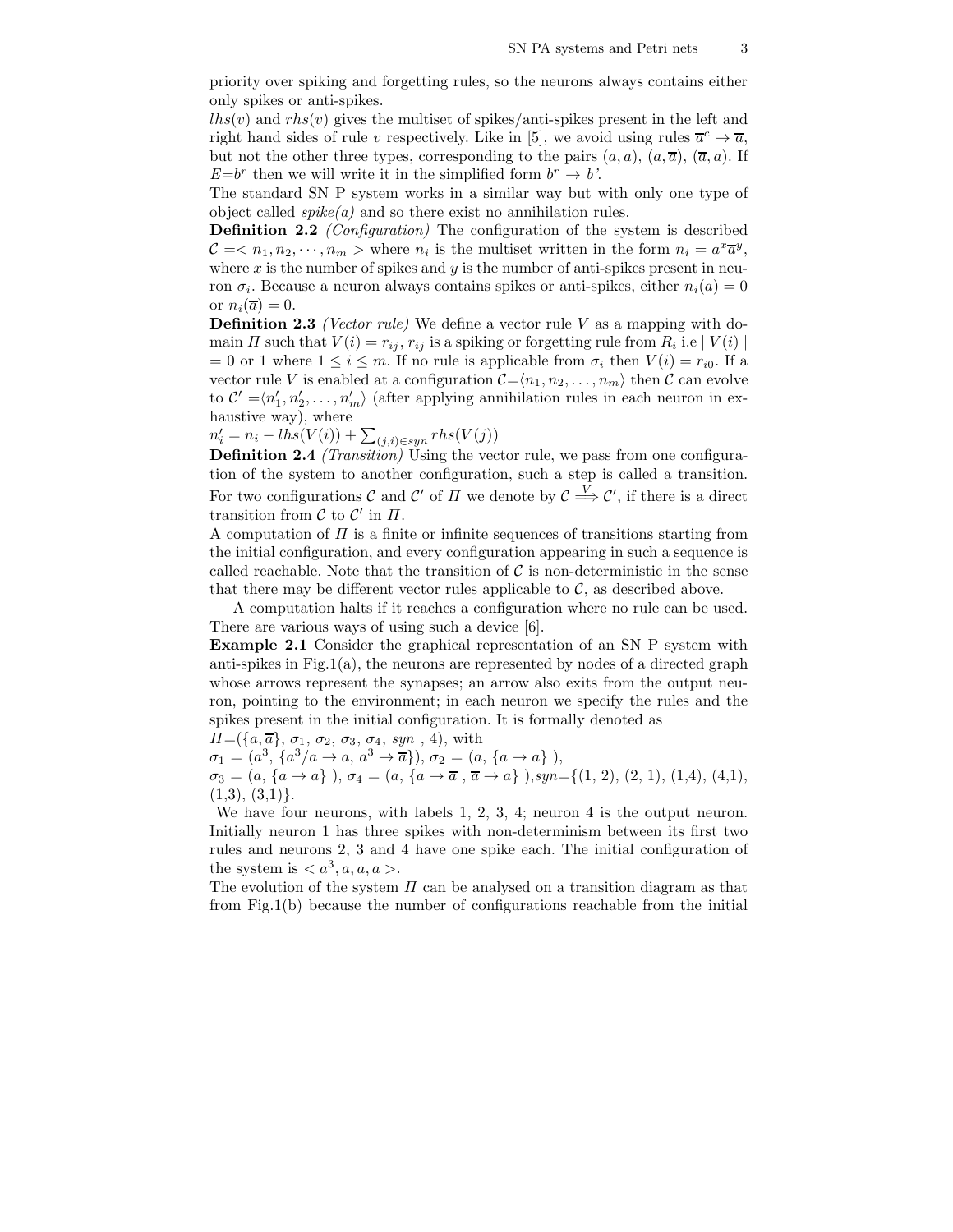priority over spiking and forgetting rules, so the neurons always contains either only spikes or anti-spikes.

$lhs(v)$ and $rhs(v)$ gives the multiset of spikes/anti-spikes present in the left and right hand sides of rule $v$ respectively. Like in [5], we avoid using rules $\overline{a}^c \to \overline{a}$, but not the other three types, corresponding to the pairs $(a, a)$, $(a, \overline{a})$, $(\overline{a}, a)$. If $E$=$b^r$ then we will write it in the simplified form $b^r \to b$'.

The standard SN P system works in a similar way but with only one type of object called *spike(a)* and so there exist no annihilation rules.

**Definition 2.2** *(Configuration)* The configuration of the system is described $\mathcal{C} =< n_1, n_2, \cdots, n_m >$ where $n_i$ is the multiset written in the form $n_i = a^x\overline{a}^y$, where $x$ is the number of spikes and $y$ is the number of anti-spikes present in neuron $\sigma_i$. Because a neuron always contains spikes or anti-spikes, either $n_i(a) = 0$ or $n_i(\overline{a}) = 0$.

**Definition 2.3** *(Vector rule)* We define a vector rule $V$ as a mapping with domain $\Pi$ such that $V(i) = r_{ij}$, $r_{ij}$ is a spiking or forgetting rule from $R_i$ i.e $\mid V(i) \mid$ = 0 or 1 where $1 \leq i \leq m$. If no rule is applicable from $\sigma_i$ then $V(i) = r_{i0}$. If a vector rule $V$ is enabled at a configuration $\mathcal{C}$=$\langle n_1, n_2, \ldots, n_m\rangle$ then $\mathcal{C}$ can evolve to $\mathcal{C}' = \langle n'_1, n'_2, \ldots, n'_m\rangle$ (after applying annihilation rules in each neuron in exhaustive way), where

$n'_i = n_i - lhs(V(i)) + \sum_{(j,i)\in syn} rhs(V(j))$

**Definition 2.4** *(Transition)* Using the vector rule, we pass from one configuration of the system to another configuration, such a step is called a transition. For two configurations $\mathcal{C}$ and $\mathcal{C}'$ of $\Pi$ we denote by $\mathcal{C} \xRightarrow{V} \mathcal{C}'$, if there is a direct transition from $\mathcal{C}$ to $\mathcal{C}'$ in $\Pi$.

A computation of $\Pi$ is a finite or infinite sequences of transitions starting from the initial configuration, and every configuration appearing in such a sequence is called reachable. Note that the transition of $\mathcal{C}$ is non-deterministic in the sense that there may be different vector rules applicable to $\mathcal{C}$, as described above.

A computation halts if it reaches a configuration where no rule can be used. There are various ways of using such a device [6].

**Example 2.1** Consider the graphical representation of an SN P system with anti-spikes in Fig.1(a), the neurons are represented by nodes of a directed graph whose arrows represent the synapses; an arrow also exits from the output neuron, pointing to the environment; in each neuron we specify the rules and the spikes present in the initial configuration. It is formally denoted as

$\Pi$=($\{a, \overline{a}\}$, $\sigma_1$, $\sigma_2$, $\sigma_3$, $\sigma_4$, $syn$ , 4), with

$\sigma_1 = (a^3, \{a^3/a \to a,\ a^3 \to \overline{a}\})$, $\sigma_2 = (a, \{a \to a\}\ )$,

$\sigma_3 = (a, \{a \to a\}\ )$, $\sigma_4 = (a, \{a \to \overline{a}\ ,\ \overline{a} \to a\}\ )$,$syn$=$\{$(1, 2), (2, 1), (1,4), (4,1), (1,3), (3,1)$\}$.

We have four neurons, with labels 1, 2, 3, 4; neuron 4 is the output neuron. Initially neuron 1 has three spikes with non-determinism between its first two rules and neurons 2, 3 and 4 have one spike each. The initial configuration of the system is $< a^3, a, a, a >$.

The evolution of the system $\Pi$ can be analysed on a transition diagram as that from Fig.1(b) because the number of configurations reachable from the initial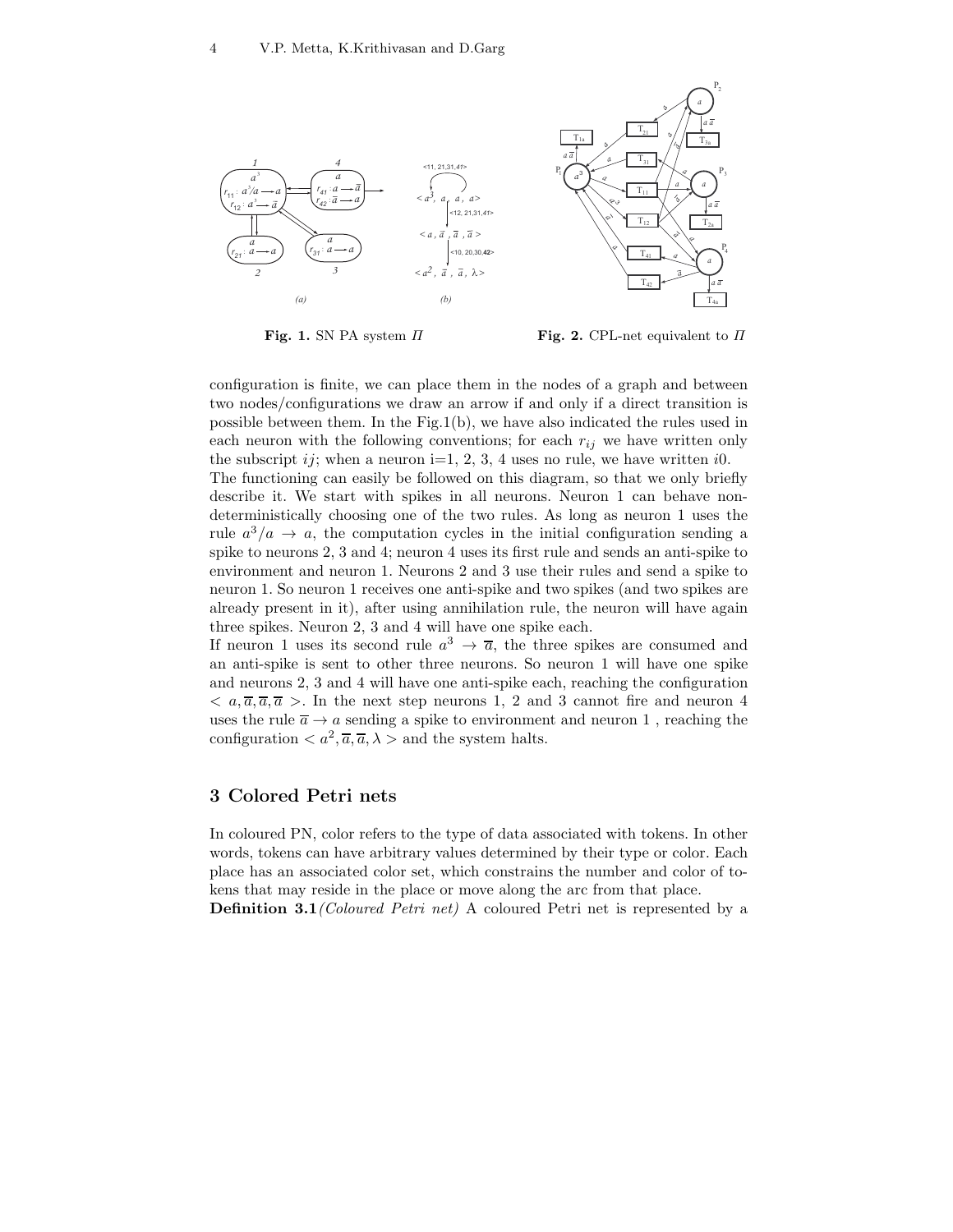Fig. 1. SN PA system $\Pi$

Fig. 2. CPL-net equivalent to $\Pi$

configuration is finite, we can place them in the nodes of a graph and between two nodes/configurations we draw an arrow if and only if a direct transition is possible between them. In the Fig.1(b), we have also indicated the rules used in each neuron with the following conventions; for each $r_{ij}$ we have written only the subscript $ij$; when a neuron i=1, 2, 3, 4 uses no rule, we have written $i0$.

The functioning can easily be followed on this diagram, so that we only briefly describe it. We start with spikes in all neurons. Neuron 1 can behave non-deterministically choosing one of the two rules. As long as neuron 1 uses the rule $a^3/a \rightarrow a$, the computation cycles in the initial configuration sending a spike to neurons 2, 3 and 4; neuron 4 uses its first rule and sends an anti-spike to environment and neuron 1. Neurons 2 and 3 use their rules and send a spike to neuron 1. So neuron 1 receives one anti-spike and two spikes (and two spikes are already present in it), after using annihilation rule, the neuron will have again three spikes. Neuron 2, 3 and 4 will have one spike each.

If neuron 1 uses its second rule $a^3 \rightarrow \overline{a}$, the three spikes are consumed and an anti-spike is sent to other three neurons. So neuron 1 will have one spike and neurons 2, 3 and 4 will have one anti-spike each, reaching the configuration $< a, \overline{a}, \overline{a}, \overline{a} >$. In the next step neurons 1, 2 and 3 cannot fire and neuron 4 uses the rule $\overline{a} \rightarrow a$ sending a spike to environment and neuron 1 , reaching the configuration $< a^2, \overline{a}, \overline{a}, \lambda >$ and the system halts.

## 3 Colored Petri nets

In coloured PN, color refers to the type of data associated with tokens. In other words, tokens can have arbitrary values determined by their type or color. Each place has an associated color set, which constrains the number and color of tokens that may reside in the place or move along the arc from that place.

**Definition 3.1** *(Coloured Petri net)* A coloured Petri net is represented by a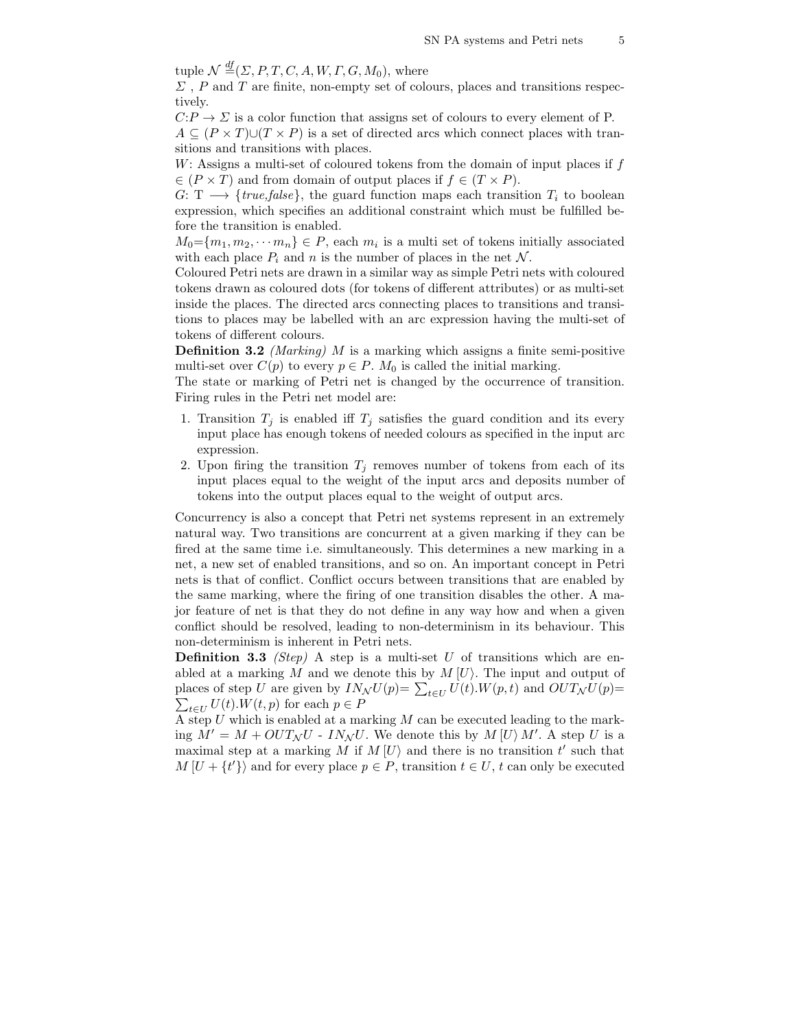tuple $\mathcal{N} \overset{df}{=} (\Sigma, P, T, C, A, W, \Gamma, G, M_0)$, where

$\Sigma$ , $P$ and $T$ are finite, non-empty set of colours, places and transitions respectively.

$C$:$P \rightarrow \Sigma$ is a color function that assigns set of colours to every element of P.

$A \subseteq (P \times T) \cup (T \times P)$ is a set of directed arcs which connect places with transitions and transitions with places.

$W$: Assigns a multi-set of coloured tokens from the domain of input places if $f \in (P \times T)$ and from domain of output places if $f \in (T \times P)$.

$G$: T $\longrightarrow$ {*true,false*}, the guard function maps each transition $T_i$ to boolean expression, which specifies an additional constraint which must be fulfilled before the transition is enabled.

$M_0$={$m_1, m_2, \cdots m_n$} $\in P$, each $m_i$ is a multi set of tokens initially associated with each place $P_i$ and $n$ is the number of places in the net $\mathcal{N}$.

Coloured Petri nets are drawn in a similar way as simple Petri nets with coloured tokens drawn as coloured dots (for tokens of different attributes) or as multi-set inside the places. The directed arcs connecting places to transitions and transitions to places may be labelled with an arc expression having the multi-set of tokens of different colours.

**Definition 3.2** *(Marking)* $M$ is a marking which assigns a finite semi-positive multi-set over $C(p)$ to every $p \in P$. $M_0$ is called the initial marking.

The state or marking of Petri net is changed by the occurrence of transition. Firing rules in the Petri net model are:

1. Transition $T_j$ is enabled iff $T_j$ satisfies the guard condition and its every input place has enough tokens of needed colours as specified in the input arc expression.
2. Upon firing the transition $T_j$ removes number of tokens from each of its input places equal to the weight of the input arcs and deposits number of tokens into the output places equal to the weight of output arcs.

Concurrency is also a concept that Petri net systems represent in an extremely natural way. Two transitions are concurrent at a given marking if they can be fired at the same time i.e. simultaneously. This determines a new marking in a net, a new set of enabled transitions, and so on. An important concept in Petri nets is that of conflict. Conflict occurs between transitions that are enabled by the same marking, where the firing of one transition disables the other. A major feature of net is that they do not define in any way how and when a given conflict should be resolved, leading to non-determinism in its behaviour. This non-determinism is inherent in Petri nets.

**Definition 3.3** *(Step)* A step is a multi-set $U$ of transitions which are enabled at a marking $M$ and we denote this by $M\,[U\rangle$. The input and output of places of step $U$ are given by $IN_{\mathcal{N}}U(p)$= $\sum_{t \in U} U(t).W(p,t)$ and $OUT_{\mathcal{N}}U(p)$= $\sum_{t \in U} U(t).W(t,p)$ for each $p \in P$

A step $U$ which is enabled at a marking $M$ can be executed leading to the marking $M' = M + OUT_{\mathcal{N}}U$ - $IN_{\mathcal{N}}U$. We denote this by $M\,[U\rangle\,M'$. A step $U$ is a maximal step at a marking $M$ if $M\,[U\rangle$ and there is no transition $t'$ such that $M\,[U + \{t'\}\rangle$ and for every place $p \in P$, transition $t \in U$, $t$ can only be executed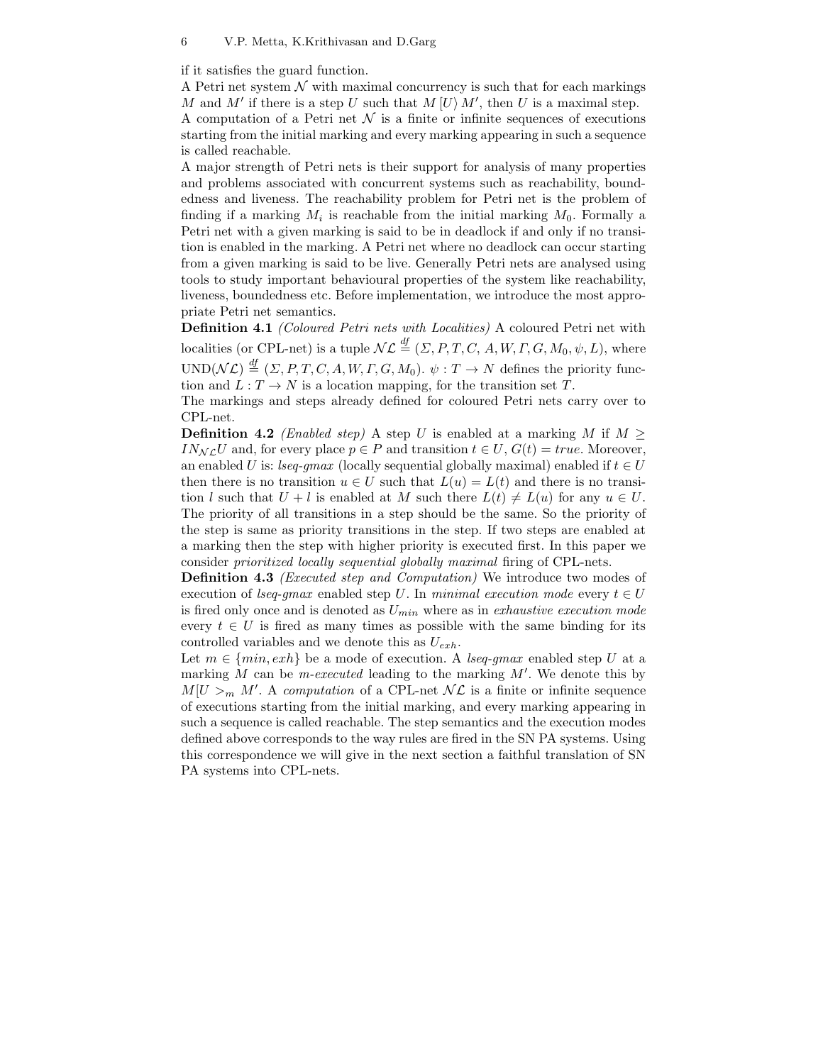if it satisfies the guard function.

A Petri net system $\mathcal{N}$ with maximal concurrency is such that for each markings $M$ and $M'$ if there is a step $U$ such that $M\,[U\rangle\, M'$, then $U$ is a maximal step.

A computation of a Petri net $\mathcal{N}$ is a finite or infinite sequences of executions starting from the initial marking and every marking appearing in such a sequence is called reachable.

A major strength of Petri nets is their support for analysis of many properties and problems associated with concurrent systems such as reachability, boundedness and liveness. The reachability problem for Petri net is the problem of finding if a marking $M_i$ is reachable from the initial marking $M_0$. Formally a Petri net with a given marking is said to be in deadlock if and only if no transition is enabled in the marking. A Petri net where no deadlock can occur starting from a given marking is said to be live. Generally Petri nets are analysed using tools to study important behavioural properties of the system like reachability, liveness, boundedness etc. Before implementation, we introduce the most appropriate Petri net semantics.

**Definition 4.1** *(Coloured Petri nets with Localities)* A coloured Petri net with localities (or CPL-net) is a tuple $\mathcal{NL} \overset{df}{=} (\Sigma, P, T, C, A, W, \Gamma, G, M_0, \psi, L)$, where UND$(\mathcal{NL}) \overset{df}{=} (\Sigma, P, T, C, A, W, \Gamma, G, M_0)$. $\psi : T \rightarrow N$ defines the priority function and $L : T \rightarrow N$ is a location mapping, for the transition set $T$.

The markings and steps already defined for coloured Petri nets carry over to CPL-net.

**Definition 4.2** *(Enabled step)* A step $U$ is enabled at a marking $M$ if $M \geq IN_{\mathcal{NL}}U$ and, for every place $p \in P$ and transition $t \in U$, $G(t) = true$. Moreover, an enabled $U$ is: *lseq-gmax* (locally sequential globally maximal) enabled if $t \in U$ then there is no transition $u \in U$ such that $L(u) = L(t)$ and there is no transition $l$ such that $U + l$ is enabled at $M$ such there $L(t) \neq L(u)$ for any $u \in U$. The priority of all transitions in a step should be the same. So the priority of the step is same as priority transitions in the step. If two steps are enabled at a marking then the step with higher priority is executed first. In this paper we consider *prioritized locally sequential globally maximal* firing of CPL-nets.

**Definition 4.3** *(Executed step and Computation)* We introduce two modes of execution of *lseq-gmax* enabled step $U$. In *minimal execution mode* every $t \in U$ is fired only once and is denoted as $U_{min}$ where as in *exhaustive execution mode* every $t \in U$ is fired as many times as possible with the same binding for its controlled variables and we denote this as $U_{exh}$.

Let $m \in \{min, exh\}$ be a mode of execution. A *lseq-gmax* enabled step $U$ at a marking $M$ can be *m-executed* leading to the marking $M'$. We denote this by $M[U >_m M'$. A *computation* of a CPL-net $\mathcal{NL}$ is a finite or infinite sequence of executions starting from the initial marking, and every marking appearing in such a sequence is called reachable. The step semantics and the execution modes defined above corresponds to the way rules are fired in the SN PA systems. Using this correspondence we will give in the next section a faithful translation of SN PA systems into CPL-nets.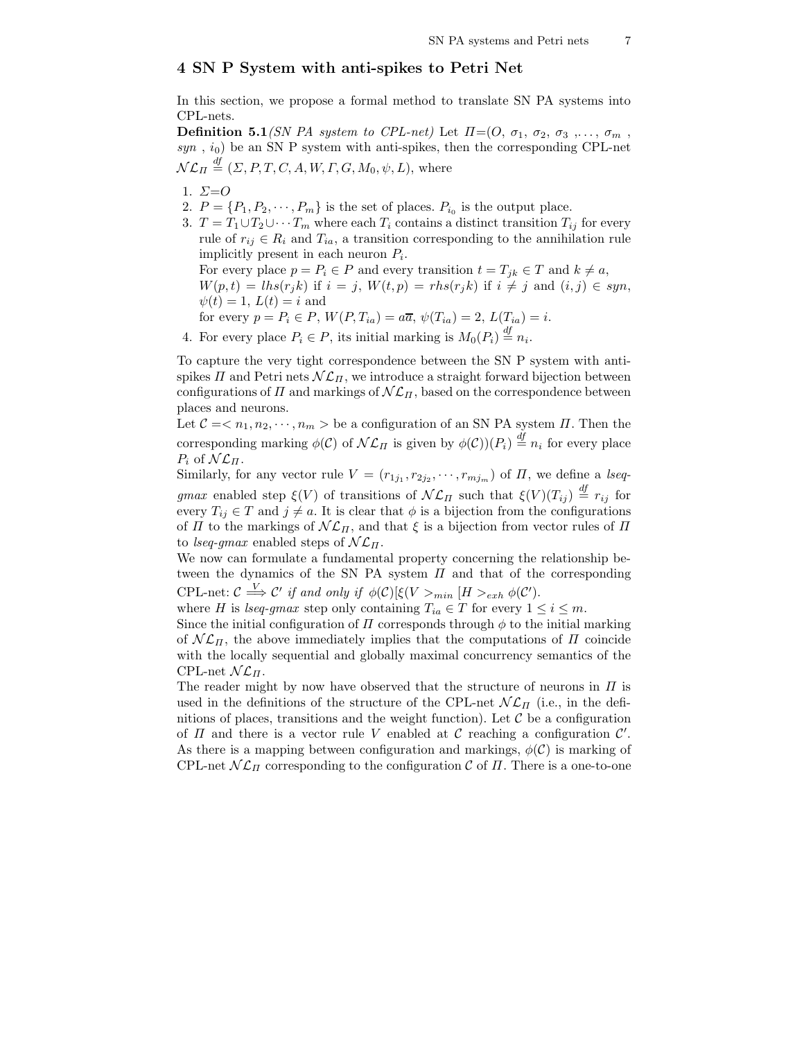## 4 SN P System with anti-spikes to Petri Net

In this section, we propose a formal method to translate SN PA systems into CPL-nets.

**Definition 5.1**_(SN PA system to CPL-net)_ Let $\Pi$=($O$, $\sigma_1$, $\sigma_2$, $\sigma_3$ ,..., $\sigma_m$ , $syn$ , $i_0$) be an SN P system with anti-spikes, then the corresponding CPL-net $\mathcal{NL}_\Pi \stackrel{df}{=} (\Sigma, P, T, C, A, W, \Gamma, G, M_0, \psi, L)$, where

1. $\Sigma$=$O$
2. $P = \{P_1, P_2, \cdots, P_m\}$ is the set of places. $P_{i_0}$ is the output place.
3. $T = T_1 \cup T_2 \cup \cdots T_m$ where each $T_i$ contains a distinct transition $T_{ij}$ for every rule of $r_{ij} \in R_i$ and $T_{ia}$, a transition corresponding to the annihilation rule implicitly present in each neuron $P_i$.
   For every place $p = P_i \in P$ and every transition $t = T_{jk} \in T$ and $k \neq a$, $W(p,t) = lhs(r_j k)$ if $i = j$, $W(t,p) = rhs(r_j k)$ if $i \neq j$ and $(i,j) \in syn$, $\psi(t) = 1$, $L(t) = i$ and
   for every $p = P_i \in P$, $W(P, T_{ia}) = a\overline{a}$, $\psi(T_{ia}) = 2$, $L(T_{ia}) = i$.
4. For every place $P_i \in P$, its initial marking is $M_0(P_i) \stackrel{df}{=} n_i$.

To capture the very tight correspondence between the SN P system with anti-spikes $\Pi$ and Petri nets $\mathcal{NL}_\Pi$, we introduce a straight forward bijection between configurations of $\Pi$ and markings of $\mathcal{NL}_\Pi$, based on the correspondence between places and neurons.

Let $\mathcal{C} = < n_1, n_2, \cdots, n_m >$ be a configuration of an SN PA system $\Pi$. Then the corresponding marking $\phi(\mathcal{C})$ of $\mathcal{NL}_\Pi$ is given by $\phi(\mathcal{C}))(P_i) \stackrel{df}{=} n_i$ for every place $P_i$ of $\mathcal{NL}_\Pi$.

Similarly, for any vector rule $V = (r_{1j_1}, r_{2j_2}, \cdots, r_{mj_m})$ of $\Pi$, we define a _lseq-gmax_ enabled step $\xi(V)$ of transitions of $\mathcal{NL}_\Pi$ such that $\xi(V)(T_{ij}) \stackrel{df}{=} r_{ij}$ for every $T_{ij} \in T$ and $j \neq a$. It is clear that $\phi$ is a bijection from the configurations of $\Pi$ to the markings of $\mathcal{NL}_\Pi$, and that $\xi$ is a bijection from vector rules of $\Pi$ to _lseq-gmax_ enabled steps of $\mathcal{NL}_\Pi$.

We now can formulate a fundamental property concerning the relationship between the dynamics of the SN PA system $\Pi$ and that of the corresponding CPL-net: $\mathcal{C} \stackrel{V}{\Longrightarrow} \mathcal{C}'$ _if and only if_ $\phi(\mathcal{C})[\xi(V >_{min} [H >_{exh} \phi(\mathcal{C}')$.

where $H$ is _lseq-gmax_ step only containing $T_{ia} \in T$ for every $1 \leq i \leq m$.

Since the initial configuration of $\Pi$ corresponds through $\phi$ to the initial marking of $\mathcal{NL}_\Pi$, the above immediately implies that the computations of $\Pi$ coincide with the locally sequential and globally maximal concurrency semantics of the CPL-net $\mathcal{NL}_\Pi$.

The reader might by now have observed that the structure of neurons in $\Pi$ is used in the definitions of the structure of the CPL-net $\mathcal{NL}_\Pi$ (i.e., in the definitions of places, transitions and the weight function). Let $\mathcal{C}$ be a configuration of $\Pi$ and there is a vector rule $V$ enabled at $\mathcal{C}$ reaching a configuration $\mathcal{C}'$. As there is a mapping between configuration and markings, $\phi(\mathcal{C})$ is marking of CPL-net $\mathcal{NL}_\Pi$ corresponding to the configuration $\mathcal{C}$ of $\Pi$. There is a one-to-one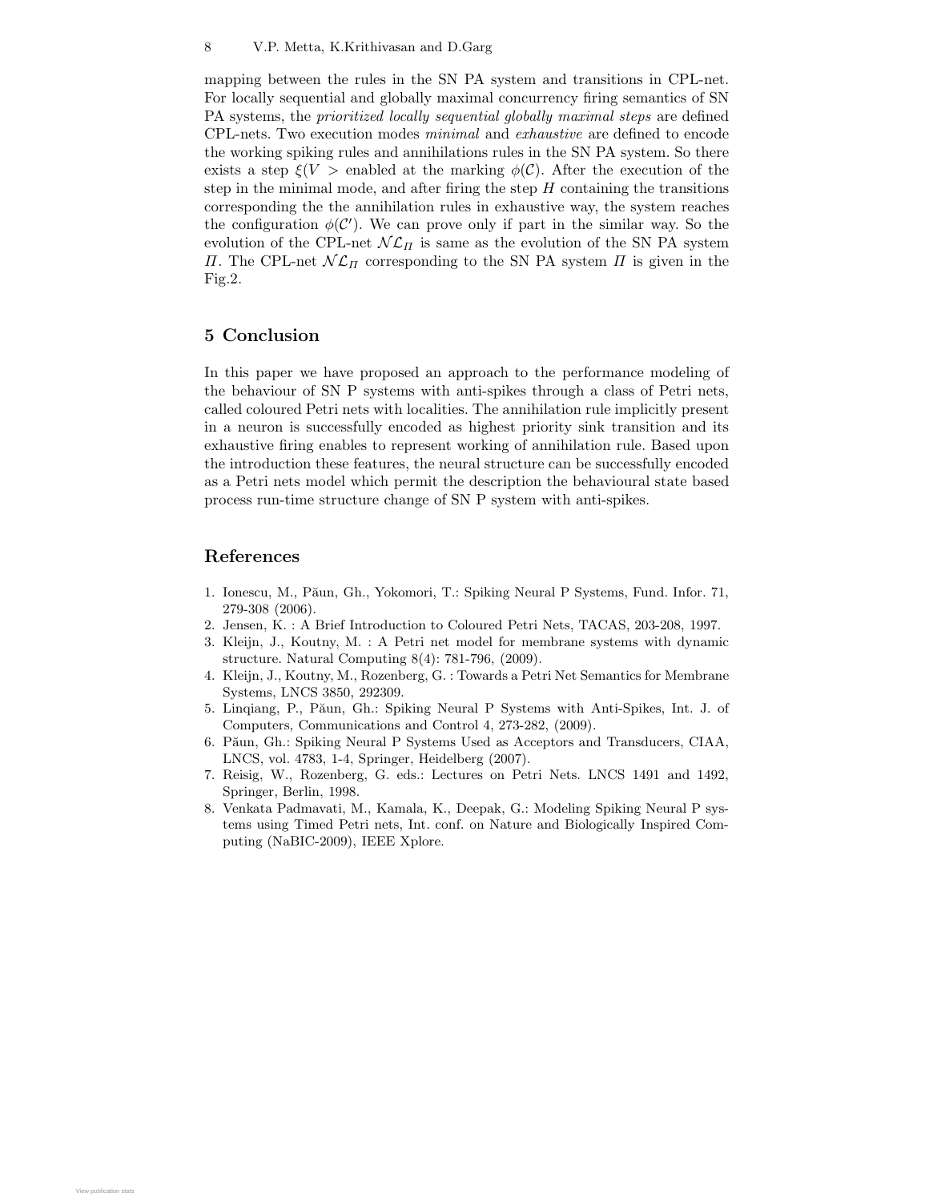mapping between the rules in the SN PA system and transitions in CPL-net. For locally sequential and globally maximal concurrency firing semantics of SN PA systems, the *prioritized locally sequential globally maximal steps* are defined CPL-nets. Two execution modes *minimal* and *exhaustive* are defined to encode the working spiking rules and annihilations rules in the SN PA system. So there exists a step $\xi(V >$ enabled at the marking $\phi(\mathcal{C})$. After the execution of the step in the minimal mode, and after firing the step $H$ containing the transitions corresponding the the annihilation rules in exhaustive way, the system reaches the configuration $\phi(\mathcal{C}')$. We can prove only if part in the similar way. So the evolution of the CPL-net $\mathcal{NL}_{\Pi}$ is same as the evolution of the SN PA system $\Pi$. The CPL-net $\mathcal{NL}_{\Pi}$ corresponding to the SN PA system $\Pi$ is given in the Fig.2.

## 5 Conclusion

In this paper we have proposed an approach to the performance modeling of the behaviour of SN P systems with anti-spikes through a class of Petri nets, called coloured Petri nets with localities. The annihilation rule implicitly present in a neuron is successfully encoded as highest priority sink transition and its exhaustive firing enables to represent working of annihilation rule. Based upon the introduction these features, the neural structure can be successfully encoded as a Petri nets model which permit the description the behavioural state based process run-time structure change of SN P system with anti-spikes.

## References

1. Ionescu, M., Păun, Gh., Yokomori, T.: Spiking Neural P Systems, Fund. Infor. 71, 279-308 (2006).
2. Jensen, K. : A Brief Introduction to Coloured Petri Nets, TACAS, 203-208, 1997.
3. Kleijn, J., Koutny, M. : A Petri net model for membrane systems with dynamic structure. Natural Computing 8(4): 781-796, (2009).
4. Kleijn, J., Koutny, M., Rozenberg, G. : Towards a Petri Net Semantics for Membrane Systems, LNCS 3850, 292309.
5. Linqiang, P., Păun, Gh.: Spiking Neural P Systems with Anti-Spikes, Int. J. of Computers, Communications and Control 4, 273-282, (2009).
6. Păun, Gh.: Spiking Neural P Systems Used as Acceptors and Transducers, CIAA, LNCS, vol. 4783, 1-4, Springer, Heidelberg (2007).
7. Reisig, W., Rozenberg, G. eds.: Lectures on Petri Nets. LNCS 1491 and 1492, Springer, Berlin, 1998.
8. Venkata Padmavati, M., Kamala, K., Deepak, G.: Modeling Spiking Neural P systems using Timed Petri nets, Int. conf. on Nature and Biologically Inspired Computing (NaBIC-2009), IEEE Xplore.